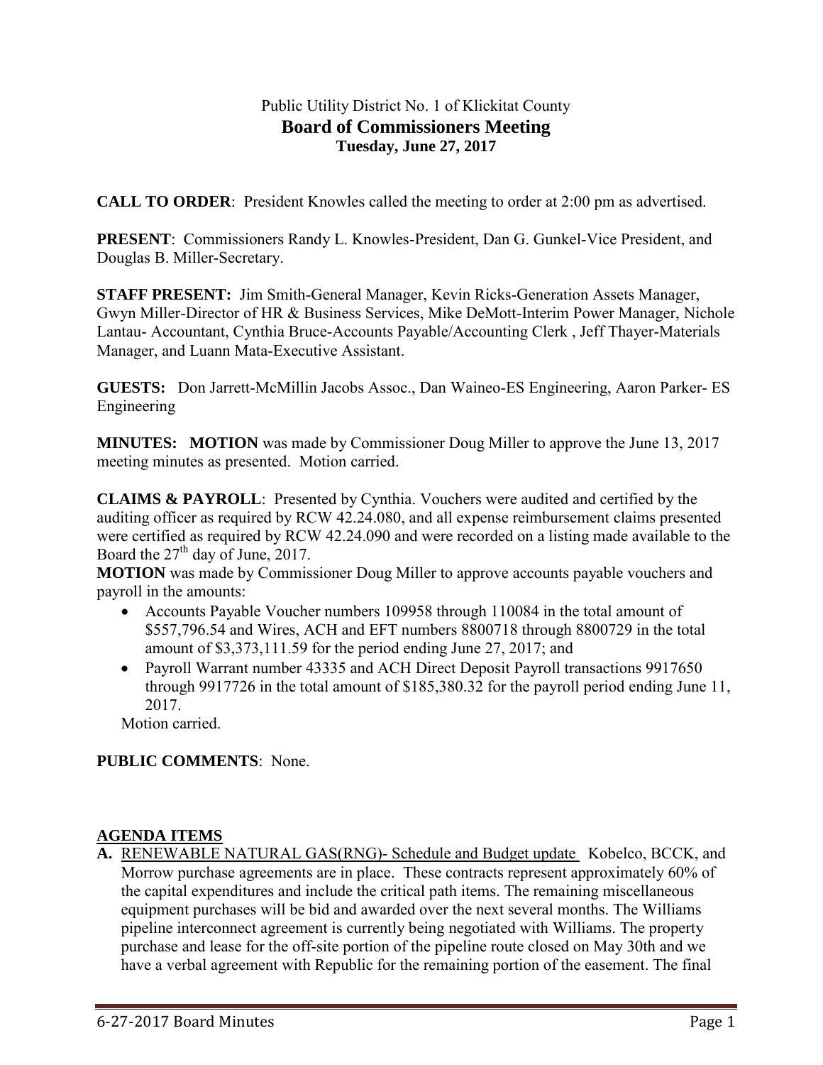Public Utility District No. 1 of Klickitat County

# Board of Commissioners Meeting

**Tuesday, June 27, 2017**

**CALL TO ORDER**: President Knowles called the meeting to order at 2:00 pm as advertised.

**PRESENT**: Commissioners Randy L. Knowles-President, Dan G. Gunkel-Vice President, and Douglas B. Miller-Secretary.

**STAFF PRESENT:** Jim Smith-General Manager, Kevin Ricks-Generation Assets Manager, Gwyn Miller-Director of HR & Business Services, Mike DeMott-Interim Power Manager, Nichole Lantau- Accountant, Cynthia Bruce-Accounts Payable/Accounting Clerk , Jeff Thayer-Materials Manager, and Luann Mata-Executive Assistant.

**GUESTS:** Don Jarrett-McMillin Jacobs Assoc., Dan Waineo-ES Engineering, Aaron Parker- ES Engineering

**MINUTES: MOTION** was made by Commissioner Doug Miller to approve the June 13, 2017 meeting minutes as presented. Motion carried.

**CLAIMS & PAYROLL**: Presented by Cynthia. Vouchers were audited and certified by the auditing officer as required by RCW 42.24.080, and all expense reimbursement claims presented were certified as required by RCW 42.24.090 and were recorded on a listing made available to the Board the 27th day of June, 2017.

**MOTION** was made by Commissioner Doug Miller to approve accounts payable vouchers and payroll in the amounts:

- Accounts Payable Voucher numbers 109958 through 110084 in the total amount of $557,796.54 and Wires, ACH and EFT numbers 8800718 through 8800729 in the total amount of $3,373,111.59 for the period ending June 27, 2017; and
- Payroll Warrant number 43335 and ACH Direct Deposit Payroll transactions 9917650 through 9917726 in the total amount of $185,380.32 for the payroll period ending June 11, 2017.

Motion carried.

**PUBLIC COMMENTS**: None.

## AGENDA ITEMS

**A.** RENEWABLE NATURAL GAS(RNG)- Schedule and Budget update Kobelco, BCCK, and Morrow purchase agreements are in place. These contracts represent approximately 60% of the capital expenditures and include the critical path items. The remaining miscellaneous equipment purchases will be bid and awarded over the next several months. The Williams pipeline interconnect agreement is currently being negotiated with Williams. The property purchase and lease for the off-site portion of the pipeline route closed on May 30th and we have a verbal agreement with Republic for the remaining portion of the easement. The final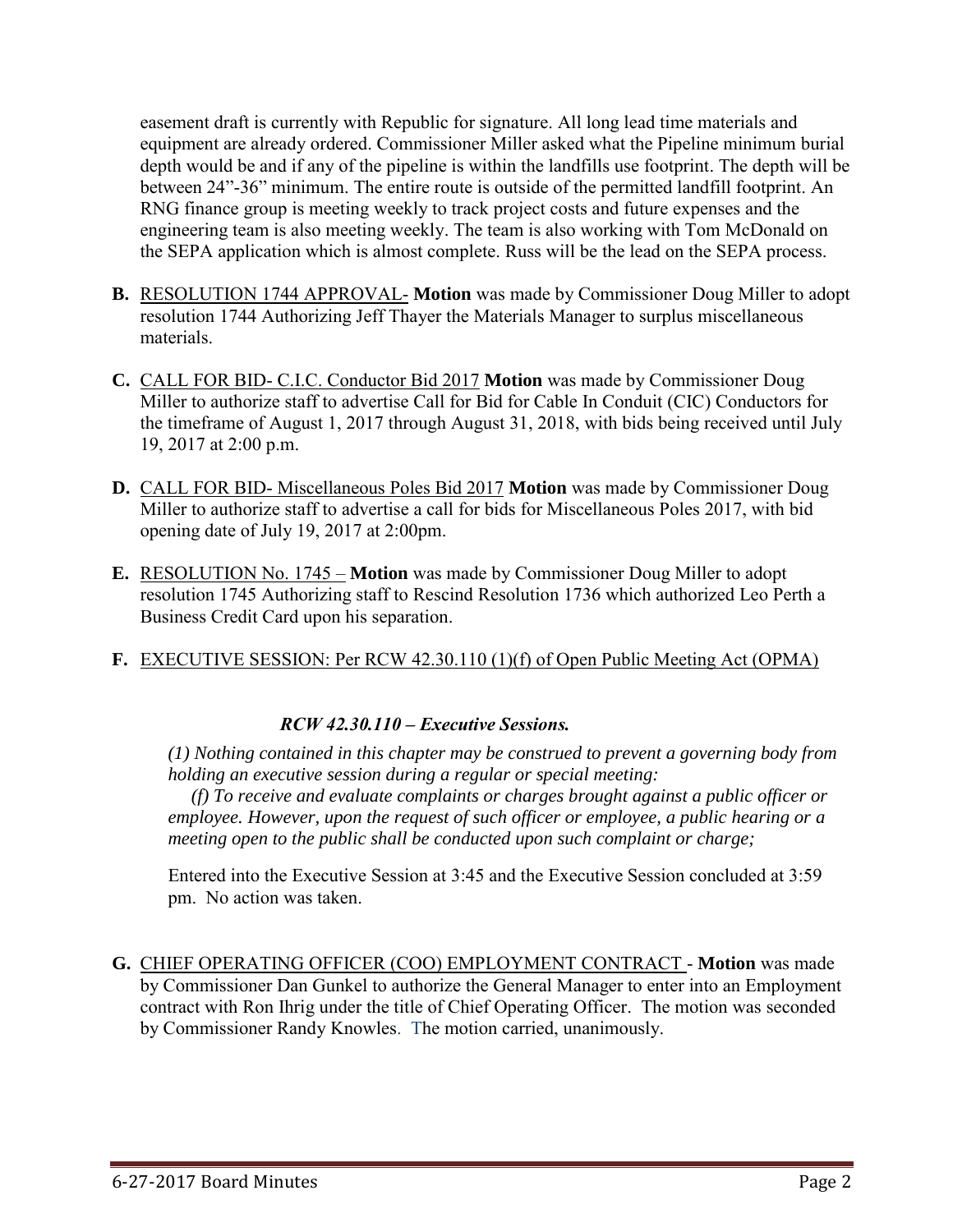easement draft is currently with Republic for signature. All long lead time materials and equipment are already ordered. Commissioner Miller asked what the Pipeline minimum burial depth would be and if any of the pipeline is within the landfills use footprint. The depth will be between 24"-36" minimum. The entire route is outside of the permitted landfill footprint. An RNG finance group is meeting weekly to track project costs and future expenses and the engineering team is also meeting weekly. The team is also working with Tom McDonald on the SEPA application which is almost complete. Russ will be the lead on the SEPA process.

**B.** RESOLUTION 1744 APPROVAL- **Motion** was made by Commissioner Doug Miller to adopt resolution 1744 Authorizing Jeff Thayer the Materials Manager to surplus miscellaneous materials.

**C.** CALL FOR BID- C.I.C. Conductor Bid 2017 **Motion** was made by Commissioner Doug Miller to authorize staff to advertise Call for Bid for Cable In Conduit (CIC) Conductors for the timeframe of August 1, 2017 through August 31, 2018, with bids being received until July 19, 2017 at 2:00 p.m.

**D.** CALL FOR BID- Miscellaneous Poles Bid 2017 **Motion** was made by Commissioner Doug Miller to authorize staff to advertise a call for bids for Miscellaneous Poles 2017, with bid opening date of July 19, 2017 at 2:00pm.

**E.** RESOLUTION No. 1745 – **Motion** was made by Commissioner Doug Miller to adopt resolution 1745 Authorizing staff to Rescind Resolution 1736 which authorized Leo Perth a Business Credit Card upon his separation.

**F.** EXECUTIVE SESSION: Per RCW 42.30.110 (1)(f) of Open Public Meeting Act (OPMA)

***RCW 42.30.110 – Executive Sessions.***

*(1) Nothing contained in this chapter may be construed to prevent a governing body from holding an executive session during a regular or special meeting:*

*(f) To receive and evaluate complaints or charges brought against a public officer or employee. However, upon the request of such officer or employee, a public hearing or a meeting open to the public shall be conducted upon such complaint or charge;*

Entered into the Executive Session at 3:45 and the Executive Session concluded at 3:59 pm. No action was taken.

**G.** CHIEF OPERATING OFFICER (COO) EMPLOYMENT CONTRACT - **Motion** was made by Commissioner Dan Gunkel to authorize the General Manager to enter into an Employment contract with Ron Ihrig under the title of Chief Operating Officer. The motion was seconded by Commissioner Randy Knowles. The motion carried, unanimously.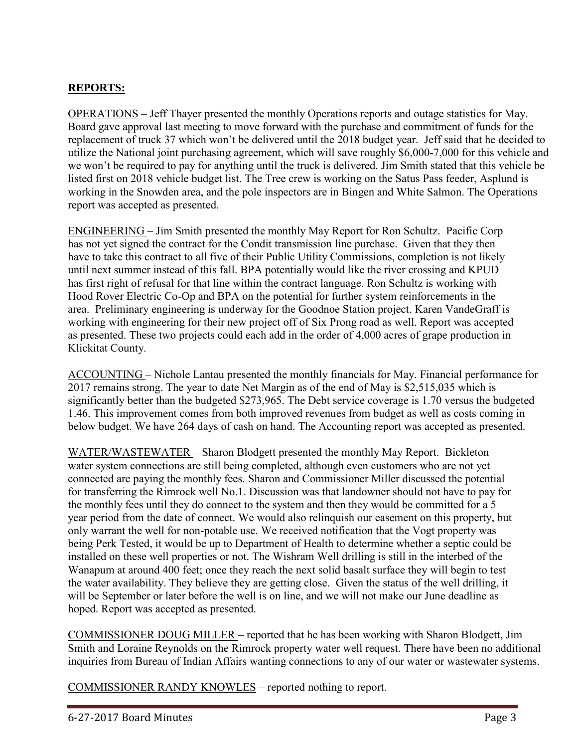## REPORTS:

OPERATIONS – Jeff Thayer presented the monthly Operations reports and outage statistics for May. Board gave approval last meeting to move forward with the purchase and commitment of funds for the replacement of truck 37 which won't be delivered until the 2018 budget year. Jeff said that he decided to utilize the National joint purchasing agreement, which will save roughly $6,000-7,000 for this vehicle and we won't be required to pay for anything until the truck is delivered. Jim Smith stated that this vehicle be listed first on 2018 vehicle budget list. The Tree crew is working on the Satus Pass feeder, Asplund is working in the Snowden area, and the pole inspectors are in Bingen and White Salmon. The Operations report was accepted as presented.

ENGINEERING – Jim Smith presented the monthly May Report for Ron Schultz. Pacific Corp has not yet signed the contract for the Condit transmission line purchase. Given that they then have to take this contract to all five of their Public Utility Commissions, completion is not likely until next summer instead of this fall. BPA potentially would like the river crossing and KPUD has first right of refusal for that line within the contract language. Ron Schultz is working with Hood Rover Electric Co-Op and BPA on the potential for further system reinforcements in the area. Preliminary engineering is underway for the Goodnoe Station project. Karen VandeGraff is working with engineering for their new project off of Six Prong road as well. Report was accepted as presented. These two projects could each add in the order of 4,000 acres of grape production in Klickitat County.

ACCOUNTING – Nichole Lantau presented the monthly financials for May. Financial performance for 2017 remains strong. The year to date Net Margin as of the end of May is $2,515,035 which is significantly better than the budgeted $273,965. The Debt service coverage is 1.70 versus the budgeted 1.46. This improvement comes from both improved revenues from budget as well as costs coming in below budget. We have 264 days of cash on hand. The Accounting report was accepted as presented.

WATER/WASTEWATER – Sharon Blodgett presented the monthly May Report. Bickleton water system connections are still being completed, although even customers who are not yet connected are paying the monthly fees. Sharon and Commissioner Miller discussed the potential for transferring the Rimrock well No.1. Discussion was that landowner should not have to pay for the monthly fees until they do connect to the system and then they would be committed for a 5 year period from the date of connect. We would also relinquish our easement on this property, but only warrant the well for non-potable use. We received notification that the Vogt property was being Perk Tested, it would be up to Department of Health to determine whether a septic could be installed on these well properties or not. The Wishram Well drilling is still in the interbed of the Wanapum at around 400 feet; once they reach the next solid basalt surface they will begin to test the water availability. They believe they are getting close. Given the status of the well drilling, it will be September or later before the well is on line, and we will not make our June deadline as hoped. Report was accepted as presented.

COMMISSIONER DOUG MILLER – reported that he has been working with Sharon Blodgett, Jim Smith and Loraine Reynolds on the Rimrock property water well request. There have been no additional inquiries from Bureau of Indian Affairs wanting connections to any of our water or wastewater systems.

COMMISSIONER RANDY KNOWLES – reported nothing to report.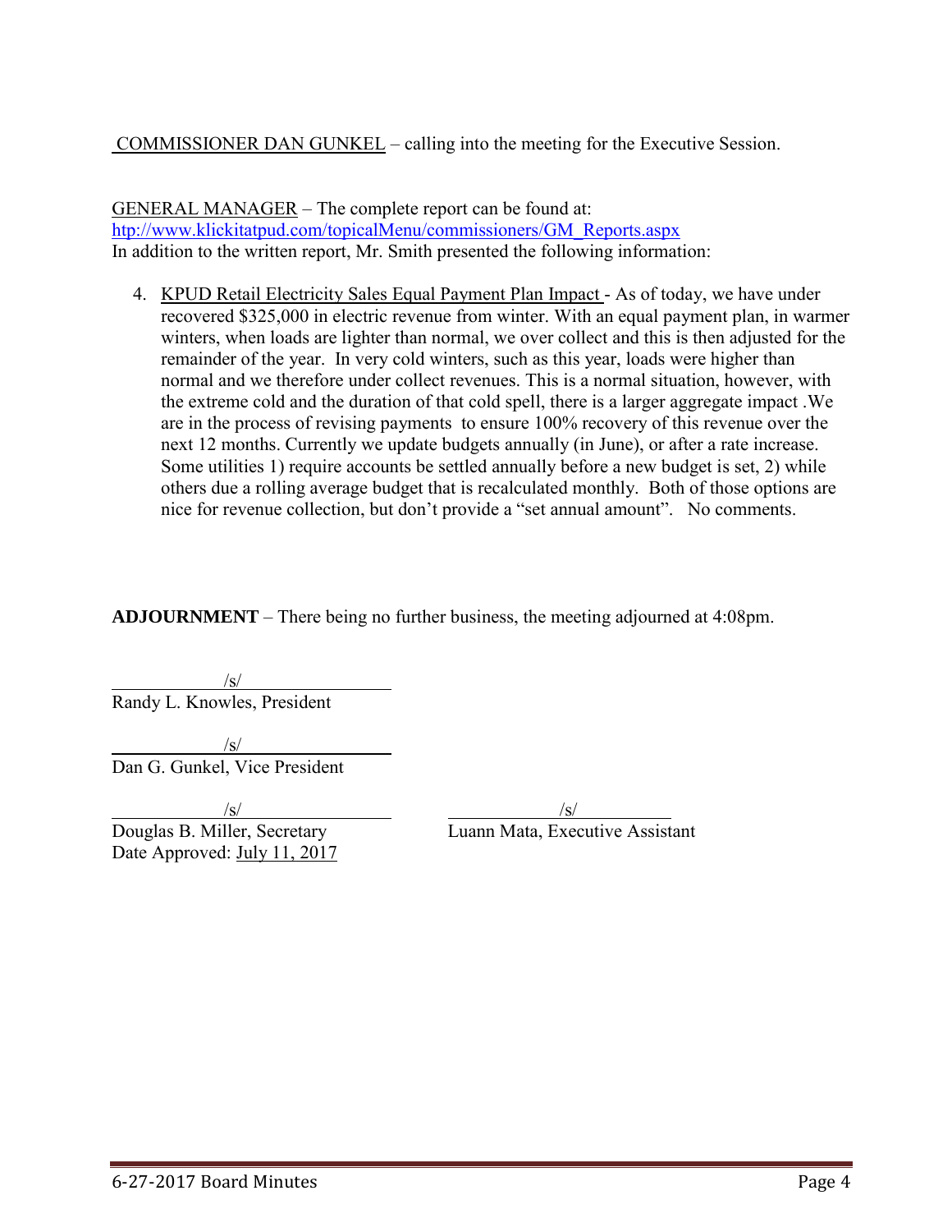COMMISSIONER DAN GUNKEL – calling into the meeting for the Executive Session.

GENERAL MANAGER – The complete report can be found at: [http://www.klickitatpud.com/topicalMenu/commissioners/GM_Reports.aspx](http://www.klickitatpud.com/topicalMenu/commissioners/GM_Reports.aspx)
In addition to the written report, Mr. Smith presented the following information:

4. KPUD Retail Electricity Sales Equal Payment Plan Impact - As of today, we have under recovered $325,000 in electric revenue from winter. With an equal payment plan, in warmer winters, when loads are lighter than normal, we over collect and this is then adjusted for the remainder of the year. In very cold winters, such as this year, loads were higher than normal and we therefore under collect revenues. This is a normal situation, however, with the extreme cold and the duration of that cold spell, there is a larger aggregate impact .We are in the process of revising payments to ensure 100% recovery of this revenue over the next 12 months. Currently we update budgets annually (in June), or after a rate increase. Some utilities 1) require accounts be settled annually before a new budget is set, 2) while others due a rolling average budget that is recalculated monthly. Both of those options are nice for revenue collection, but don't provide a "set annual amount". No comments.

**ADJOURNMENT** – There being no further business, the meeting adjourned at 4:08pm.

/s/
Randy L. Knowles, President

/s/
Dan G. Gunkel, Vice President

/s/
Douglas B. Miller, Secretary
Date Approved: July 11, 2017

/s/
Luann Mata, Executive Assistant